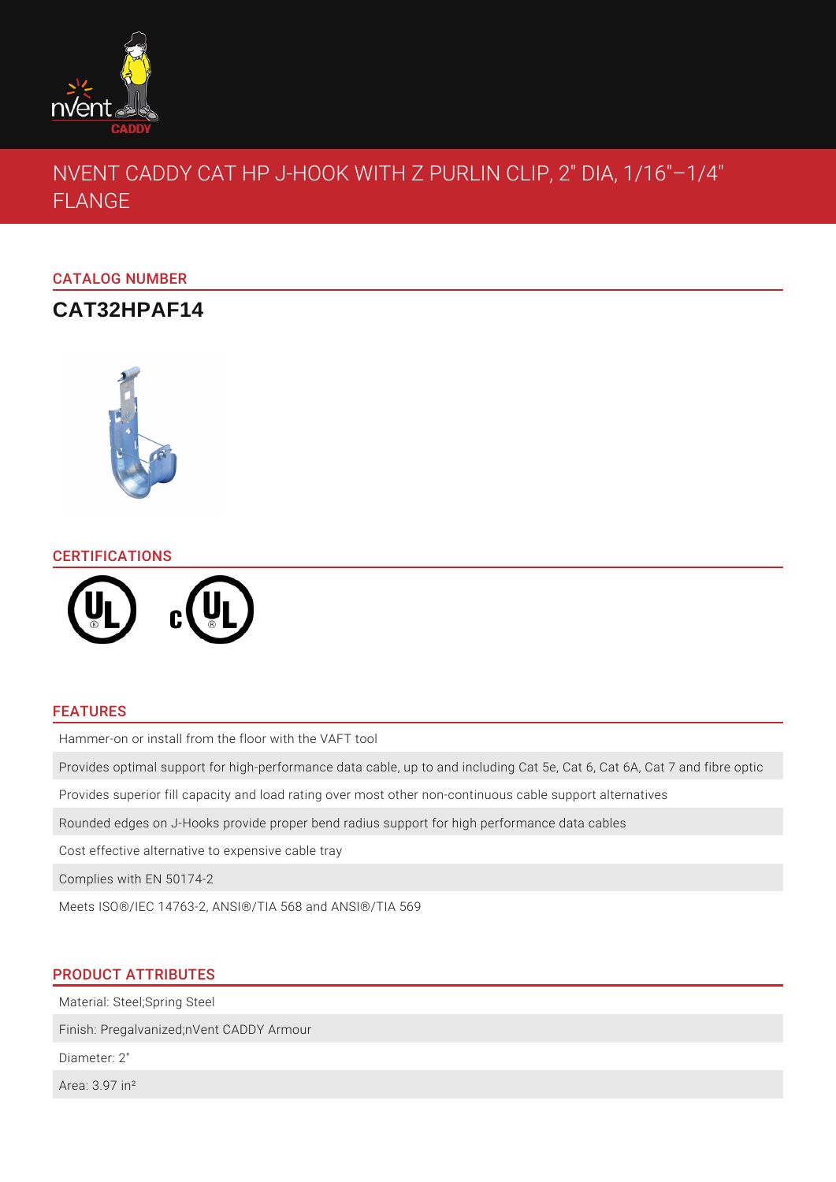# NVENT CADDY CAT HP J-HOOK WITH Z PURLIN CLIP, 2" DIA, 1/16"–1/4" FLANGE

## CATALOG NUMBER

**CAT32HPAF14**

## CERTIFICATIONS

## FEATURES

- Hammer-on or install from the floor with the VAFT tool
- Provides optimal support for high-performance data cable, up to and including Cat 5e, Cat 6, Cat 6A, Cat 7 and fibre optic
- Provides superior fill capacity and load rating over most other non-continuous cable support alternatives
- Rounded edges on J-Hooks provide proper bend radius support for high performance data cables
- Cost effective alternative to expensive cable tray
- Complies with EN 50174-2
- Meets ISO®/IEC 14763-2, ANSI®/TIA 568 and ANSI®/TIA 569

## PRODUCT ATTRIBUTES

- Material: Steel;Spring Steel
- Finish: Pregalvanized;nVent CADDY Armour
- Diameter: 2"
- Area: 3.97 in²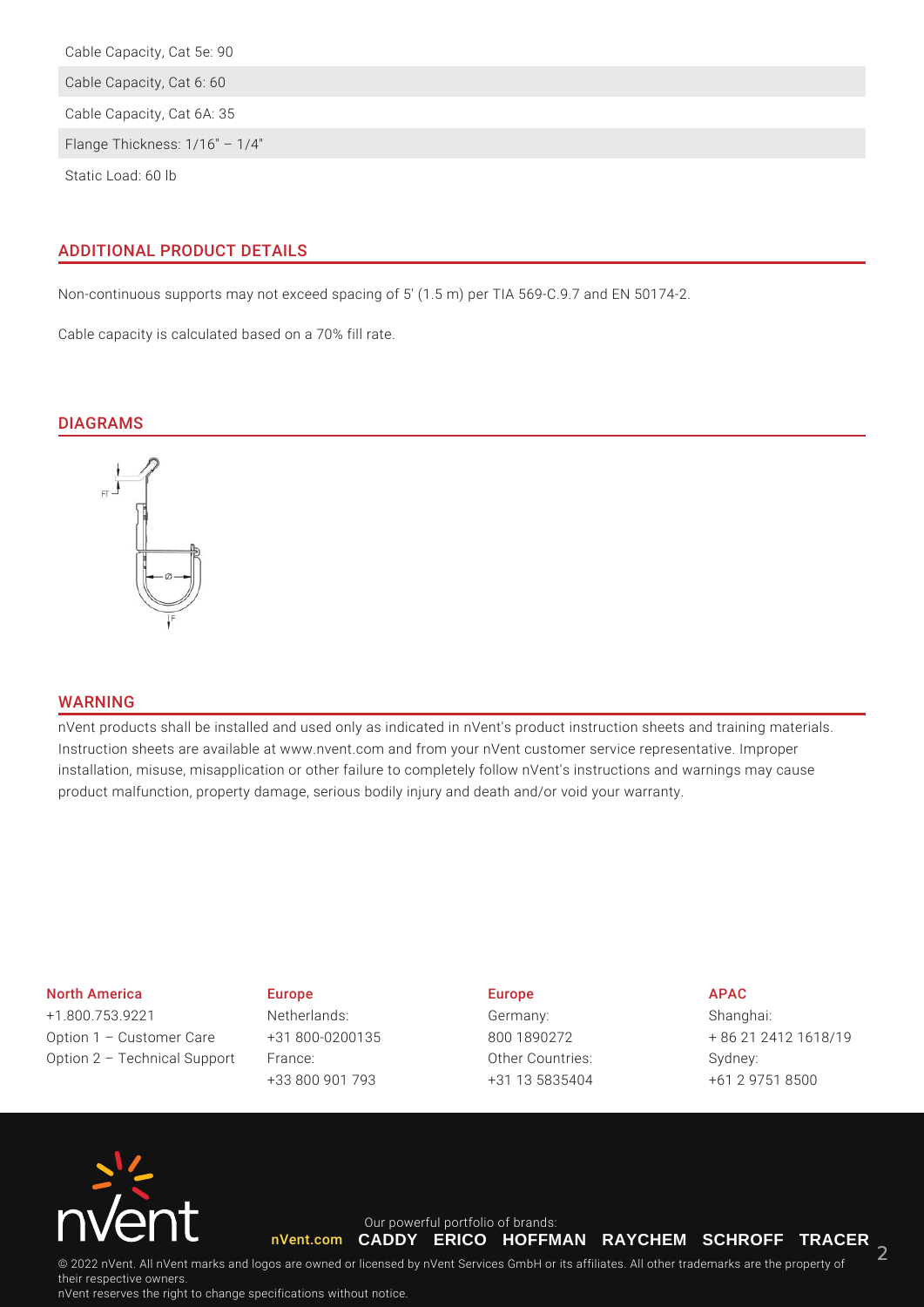| |
|---|
| Cable Capacity, Cat 5e: 90 |
| Cable Capacity, Cat 6: 60 |
| Cable Capacity, Cat 6A: 35 |
| Flange Thickness: 1/16" – 1/4" |
| Static Load: 60 lb |

## ADDITIONAL PRODUCT DETAILS

Non-continuous supports may not exceed spacing of 5' (1.5 m) per TIA 569-C.9.7 and EN 50174-2.

Cable capacity is calculated based on a 70% fill rate.

## DIAGRAMS

FT

Ø

F

## WARNING

nVent products shall be installed and used only as indicated in nVent's product instruction sheets and training materials. Instruction sheets are available at www.nvent.com and from your nVent customer service representative. Improper installation, misuse, misapplication or other failure to completely follow nVent's instructions and warnings may cause product malfunction, property damage, serious bodily injury and death and/or void your warranty.

**North America**
+1.800.753.9221
Option 1 – Customer Care
Option 2 – Technical Support

**Europe**
Netherlands:
+31 800-0200135
France:
+33 800 901 793

**Europe**
Germany:
800 1890272
Other Countries:
+31 13 5835404

**APAC**
Shanghai:
+ 86 21 2412 1618/19
Sydney:
+61 2 9751 8500

nVent.com

Our powerful portfolio of brands:
CADDY ERICO HOFFMAN RAYCHEM SCHROFF TRACER

© 2022 nVent. All nVent marks and logos are owned or licensed by nVent Services GmbH or its affiliates. All other trademarks are the property of their respective owners.
nVent reserves the right to change specifications without notice.